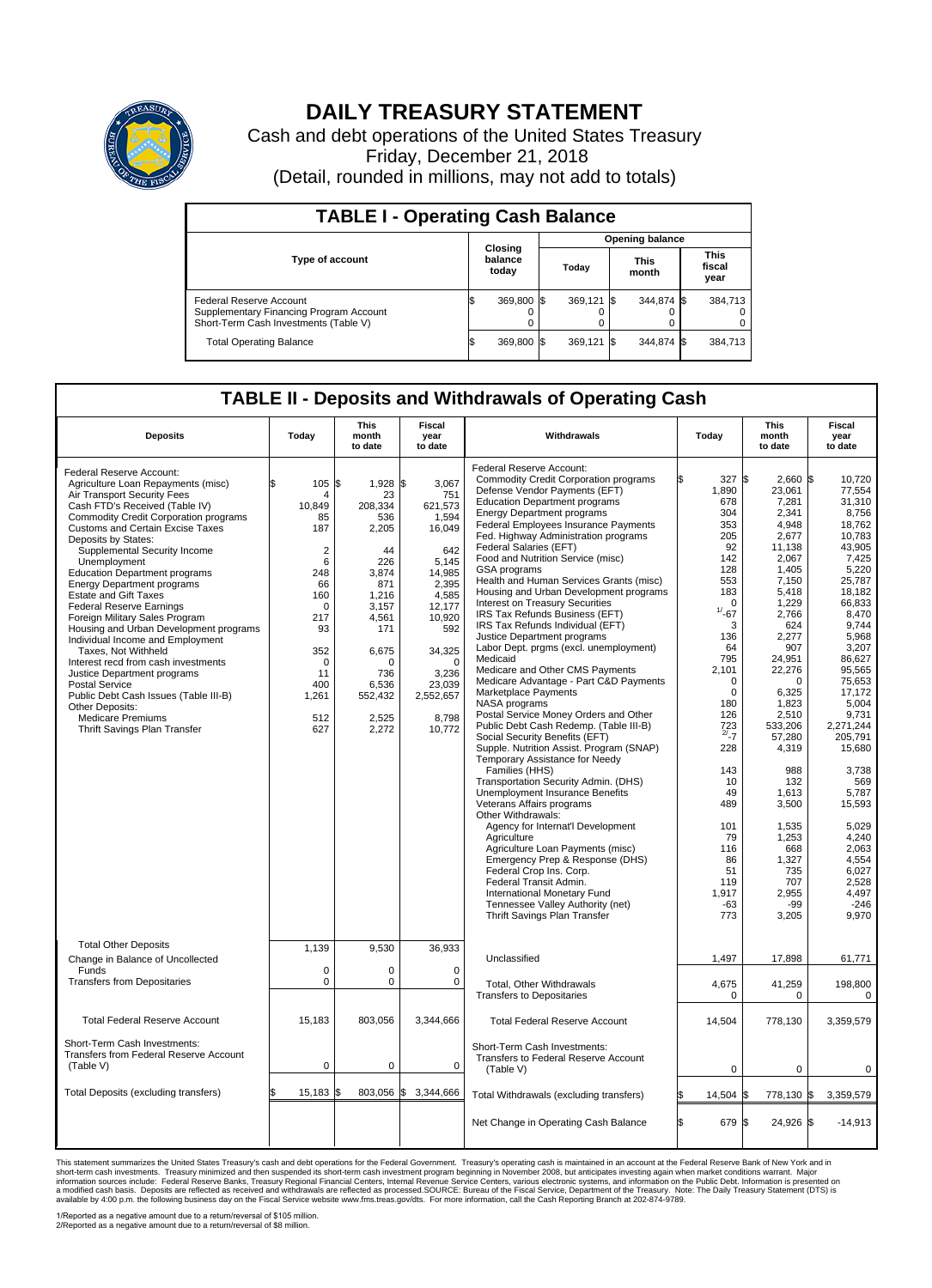# DAILY TREASURY STATEMENT

Cash and debt operations of the United States Treasury

Friday, December 21, 2018

(Detail, rounded in millions, may not add to totals)

## TABLE I - Operating Cash Balance

| Type of account | Closing balance today | Opening balance Today | Opening balance This month | Opening balance This fiscal year |
|---|---|---|---|---|
| Federal Reserve Account | $ 369,800 | $ 369,121 | $ 344,874 | $ 384,713 |
| Supplementary Financing Program Account | 0 | 0 | 0 | 0 |
| Short-Term Cash Investments (Table V) | 0 | 0 | 0 | 0 |
| Total Operating Balance | $ 369,800 | $ 369,121 | $ 344,874 | $ 384,713 |

## TABLE II - Deposits and Withdrawals of Operating Cash

| Deposits | Today | This month to date | Fiscal year to date |
|---|---|---|---|
| Federal Reserve Account: | | | |
| Agriculture Loan Repayments (misc) | $ 105 | $ 1,928 | $ 3,067 |
| Air Transport Security Fees | 4 | 23 | 751 |
| Cash FTD's Received (Table IV) | 10,849 | 208,334 | 621,573 |
| Commodity Credit Corporation programs | 85 | 536 | 1,594 |
| Customs and Certain Excise Taxes | 187 | 2,205 | 16,049 |
| Deposits by States: | | | |
| Supplemental Security Income | 2 | 44 | 642 |
| Unemployment | 6 | 226 | 5,145 |
| Education Department programs | 248 | 3,874 | 14,985 |
| Energy Department programs | 66 | 871 | 2,395 |
| Estate and Gift Taxes | 160 | 1,216 | 4,585 |
| Federal Reserve Earnings | 0 | 3,157 | 12,177 |
| Foreign Military Sales Program | 217 | 4,561 | 10,920 |
| Housing and Urban Development programs | 93 | 171 | 592 |
| Individual Income and Employment Taxes, Not Withheld | 352 | 6,675 | 34,325 |
| Interest recd from cash investments | 0 | 0 | 0 |
| Justice Department programs | 11 | 736 | 3,236 |
| Postal Service | 400 | 6,536 | 23,039 |
| Public Debt Cash Issues (Table III-B) | 1,261 | 552,432 | 2,552,657 |
| Other Deposits: | | | |
| Medicare Premiums | 512 | 2,525 | 8,798 |
| Thrift Savings Plan Transfer | 627 | 2,272 | 10,772 |
| Total Other Deposits | 1,139 | 9,530 | 36,933 |
| Change in Balance of Uncollected Funds | 0 | 0 | 0 |
| Transfers from Depositaries | 0 | 0 | 0 |
| Total Federal Reserve Account | 15,183 | 803,056 | 3,344,666 |
| Short-Term Cash Investments: Transfers from Federal Reserve Account (Table V) | 0 | 0 | 0 |
| Total Deposits (excluding transfers) | $ 15,183 | $ 803,056 | $ 3,344,666 |

| Withdrawals | Today | This month to date | Fiscal year to date |
|---|---|---|---|
| Federal Reserve Account: | | | |
| Commodity Credit Corporation programs | $ 327 | $ 2,660 | $ 10,720 |
| Defense Vendor Payments (EFT) | 1,890 | 23,061 | 77,554 |
| Education Department programs | 678 | 7,281 | 31,310 |
| Energy Department programs | 304 | 2,341 | 8,756 |
| Federal Employees Insurance Payments | 353 | 4,948 | 18,762 |
| Fed. Highway Administration programs | 205 | 2,677 | 10,783 |
| Federal Salaries (EFT) | 92 | 11,138 | 43,905 |
| Food and Nutrition Service (misc) | 142 | 2,067 | 7,425 |
| GSA programs | 128 | 1,405 | 5,220 |
| Health and Human Services Grants (misc) | 553 | 7,150 | 25,787 |
| Housing and Urban Development programs | 183 | 5,418 | 18,182 |
| Interest on Treasury Securities | 0 | 1,229 | 66,833 |
| IRS Tax Refunds Business (EFT) | 1/ -67 | 2,766 | 8,470 |
| IRS Tax Refunds Individual (EFT) | 3 | 624 | 9,744 |
| Justice Department programs | 136 | 2,277 | 5,968 |
| Labor Dept. prgms (excl. unemployment) | 64 | 907 | 3,207 |
| Medicaid | 795 | 24,951 | 86,627 |
| Medicare and Other CMS Payments | 2,101 | 22,276 | 95,565 |
| Medicare Advantage - Part C&D Payments | 0 | 0 | 75,653 |
| Marketplace Payments | 0 | 6,325 | 17,172 |
| NASA programs | 180 | 1,823 | 5,004 |
| Postal Service Money Orders and Other | 126 | 2,510 | 9,731 |
| Public Debt Cash Redemp. (Table III-B) | 723 | 533,206 | 2,271,244 |
| Social Security Benefits (EFT) | 2/ -7 | 57,280 | 205,791 |
| Supple. Nutrition Assist. Program (SNAP) | 228 | 4,319 | 15,680 |
| Temporary Assistance for Needy Families (HHS) | 143 | 988 | 3,738 |
| Transportation Security Admin. (DHS) | 10 | 132 | 569 |
| Unemployment Insurance Benefits | 49 | 1,613 | 5,787 |
| Veterans Affairs programs | 489 | 3,500 | 15,593 |
| Other Withdrawals: | | | |
| Agency for Internat'l Development | 101 | 1,535 | 5,029 |
| Agriculture | 79 | 1,253 | 4,240 |
| Agriculture Loan Payments (misc) | 116 | 668 | 2,063 |
| Emergency Prep & Response (DHS) | 86 | 1,327 | 4,554 |
| Federal Crop Ins. Corp. | 51 | 735 | 6,027 |
| Federal Transit Admin. | 119 | 707 | 2,528 |
| International Monetary Fund | 1,917 | 2,955 | 4,497 |
| Tennessee Valley Authority (net) | -63 | -99 | -246 |
| Thrift Savings Plan Transfer | 773 | 3,205 | 9,970 |
| Unclassified | 1,497 | 17,898 | 61,771 |
| Total, Other Withdrawals | 4,675 | 41,259 | 198,800 |
| Transfers to Depositaries | 0 | 0 | 0 |
| Total Federal Reserve Account | 14,504 | 778,130 | 3,359,579 |
| Short-Term Cash Investments: Transfers to Federal Reserve Account (Table V) | 0 | 0 | 0 |
| Total Withdrawals (excluding transfers) | $ 14,504 | $ 778,130 | $ 3,359,579 |
| Net Change in Operating Cash Balance | $ 679 | $ 24,926 | $ -14,913 |

This statement summarizes the United States Treasury's cash and debt operations for the Federal Government. Treasury's operating cash is maintained in an account at the Federal Reserve Bank of New York and in short-term cash investments. Treasury minimized and then suspended its short-term cash investment program beginning in November 2008, but anticipates investing again when market conditions warrant. Major information sources include: Federal Reserve Banks, Treasury Regional Financial Centers, Internal Revenue Service Centers, various electronic systems, and information on the Public Debt. Information is presented on a modified cash basis. Deposits are reflected as received and withdrawals are reflected as processed.SOURCE: Bureau of the Fiscal Service, Department of the Treasury. Note: The Daily Treasury Statement (DTS) is available by 4:00 p.m. the following business day on the Fiscal Service website www.fms.treas.gov/dts. For more information, call the Cash Reporting Branch at 202-874-9789.

1/Reported as a negative amount due to a return/reversal of $105 million.
2/Reported as a negative amount due to a return/reversal of $8 million.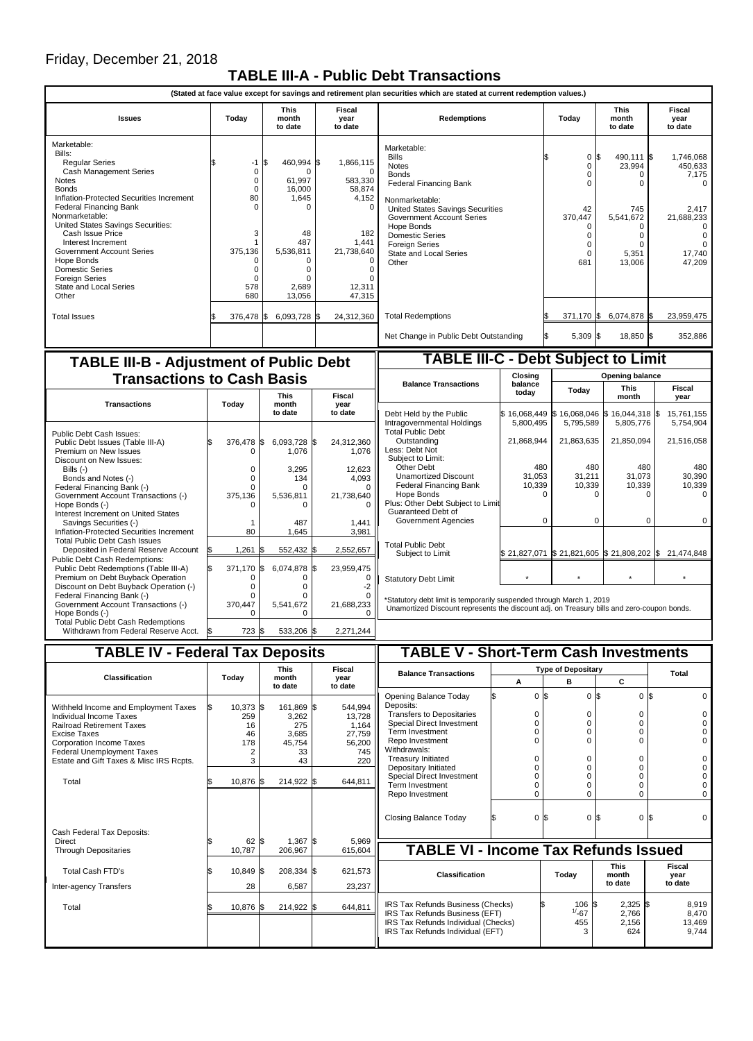Friday, December 21, 2018

# TABLE III-A - Public Debt Transactions

(Stated at face value except for savings and retirement plan securities which are stated at current redemption values.)

| Issues | Today | This month to date | Fiscal year to date |
|---|---|---|---|
| Marketable: | | | |
| Bills: | | | |
| Regular Series | $ -1 | $ 460,994 | $ 1,866,115 |
| Cash Management Series | 0 | 0 | 0 |
| Notes | 0 | 61,997 | 583,330 |
| Bonds | 0 | 16,000 | 58,874 |
| Inflation-Protected Securities Increment | 80 | 1,645 | 4,152 |
| Federal Financing Bank | 0 | 0 | 0 |
| Nonmarketable: | | | |
| United States Savings Securities: | | | |
| Cash Issue Price | 3 | 48 | 182 |
| Interest Increment | 1 | 487 | 1,441 |
| Government Account Series | 375,136 | 5,536,811 | 21,738,640 |
| Hope Bonds | 0 | 0 | 0 |
| Domestic Series | 0 | 0 | 0 |
| Foreign Series | 0 | 0 | 0 |
| State and Local Series | 578 | 2,689 | 12,311 |
| Other | 680 | 13,056 | 47,315 |
| Total Issues | $ 376,478 | $ 6,093,728 | $ 24,312,360 |

| Redemptions | Today | This month to date | Fiscal year to date |
|---|---|---|---|
| Marketable: | | | |
| Bills | $ 0 | $ 490,111 | $ 1,746,068 |
| Notes | 0 | 23,994 | 450,633 |
| Bonds | 0 | 0 | 7,175 |
| Federal Financing Bank | 0 | 0 | 0 |
| Nonmarketable: | | | |
| United States Savings Securities | 42 | 745 | 2,417 |
| Government Account Series | 370,447 | 5,541,672 | 21,688,233 |
| Hope Bonds | 0 | 0 | 0 |
| Domestic Series | 0 | 0 | 0 |
| Foreign Series | 0 | 0 | 0 |
| State and Local Series | 0 | 5,351 | 17,740 |
| Other | 681 | 13,006 | 47,209 |
| Total Redemptions | $ 371,170 | $ 6,074,878 | $ 23,959,475 |
| Net Change in Public Debt Outstanding | $ 5,309 | $ 18,850 | $ 352,886 |

# TABLE III-B - Adjustment of Public Debt Transactions to Cash Basis

| Transactions | Today | This month to date | Fiscal year to date |
|---|---|---|---|
| Public Debt Cash Issues: | | | |
| Public Debt Issues (Table III-A) | $ 376,478 | $ 6,093,728 | $ 24,312,360 |
| Premium on New Issues | 0 | 1,076 | 1,076 |
| Discount on New Issues: | | | |
| Bills (-) | 0 | 3,295 | 12,623 |
| Bonds and Notes (-) | 0 | 134 | 4,093 |
| Federal Financing Bank (-) | 0 | 0 | 0 |
| Government Account Transactions (-) | 375,136 | 5,536,811 | 21,738,640 |
| Hope Bonds (-) | 0 | 0 | 0 |
| Interest Increment on United States Savings Securities (-) | 1 | 487 | 1,441 |
| Inflation-Protected Securities Increment | 80 | 1,645 | 3,981 |
| Total Public Debt Cash Issues Deposited in Federal Reserve Account | $ 1,261 | $ 552,432 | $ 2,552,657 |
| Public Debt Cash Redemptions: | | | |
| Public Debt Redemptions (Table III-A) | $ 371,170 | $ 6,074,878 | $ 23,959,475 |
| Premium on Debt Buyback Operation | 0 | 0 | 0 |
| Discount on Debt Buyback Operation (-) | 0 | 0 | -2 |
| Federal Financing Bank (-) | 0 | 0 | 0 |
| Government Account Transactions (-) | 370,447 | 5,541,672 | 21,688,233 |
| Hope Bonds (-) | 0 | 0 | 0 |
| Total Public Debt Cash Redemptions Withdrawn from Federal Reserve Acct. | $ 723 | $ 533,206 | $ 2,271,244 |

# TABLE III-C - Debt Subject to Limit

| Balance Transactions | Closing balance today | Opening balance Today | Opening balance This month | Opening balance Fiscal year |
|---|---|---|---|---|
| Debt Held by the Public | $ 16,068,449 | $ 16,068,046 | $ 16,044,318 | $ 15,761,155 |
| Intragovernmental Holdings | 5,800,495 | 5,795,589 | 5,805,776 | 5,754,904 |
| Total Public Debt Outstanding | 21,868,944 | 21,863,635 | 21,850,094 | 21,516,058 |
| Less: Debt Not Subject to Limit: | | | | |
| Other Debt | 480 | 480 | 480 | 480 |
| Unamortized Discount | 31,053 | 31,211 | 31,073 | 30,390 |
| Federal Financing Bank | 10,339 | 10,339 | 10,339 | 10,339 |
| Hope Bonds | 0 | 0 | 0 | 0 |
| Plus: Other Debt Subject to Limit | | | | |
| Guaranteed Debt of Government Agencies | 0 | 0 | 0 | 0 |
| Total Public Debt Subject to Limit | $ 21,827,071 | $ 21,821,605 | $ 21,808,202 | $ 21,474,848 |
| Statutory Debt Limit | * | * | * | * |

*Statutory debt limit is temporarily suspended through March 1, 2019
Unamortized Discount represents the discount adj. on Treasury bills and zero-coupon bonds.

# TABLE IV - Federal Tax Deposits

| Classification | Today | This month to date | Fiscal year to date |
|---|---|---|---|
| Withheld Income and Employment Taxes | $ 10,373 | $ 161,869 | $ 544,994 |
| Individual Income Taxes | 259 | 3,262 | 13,728 |
| Railroad Retirement Taxes | 16 | 275 | 1,164 |
| Excise Taxes | 46 | 3,685 | 27,759 |
| Corporation Income Taxes | 178 | 45,754 | 56,200 |
| Federal Unemployment Taxes | 2 | 33 | 745 |
| Estate and Gift Taxes & Misc IRS Rcpts. | 3 | 43 | 220 |
| Total | $ 10,876 | $ 214,922 | $ 644,811 |
| Cash Federal Tax Deposits: | | | |
| Direct | $ 62 | $ 1,367 | $ 5,969 |
| Through Depositaries | 10,787 | 206,967 | 615,604 |
| Total Cash FTD's | $ 10,849 | $ 208,334 | $ 621,573 |
| Inter-agency Transfers | 28 | 6,587 | 23,237 |
| Total | $ 10,876 | $ 214,922 | $ 644,811 |

# TABLE V - Short-Term Cash Investments

| Balance Transactions | Type of Depositary A | B | C | Total |
|---|---|---|---|---|
| Opening Balance Today | $ 0 | $ 0 | $ 0 | $ 0 |
| Deposits: | | | | |
| Transfers to Depositaries | 0 | 0 | 0 | 0 |
| Special Direct Investment | 0 | 0 | 0 | 0 |
| Term Investment | 0 | 0 | 0 | 0 |
| Repo Investment | 0 | 0 | 0 | 0 |
| Withdrawals: | | | | |
| Treasury Initiated | 0 | 0 | 0 | 0 |
| Depositary Initiated | 0 | 0 | 0 | 0 |
| Special Direct Investment | 0 | 0 | 0 | 0 |
| Term Investment | 0 | 0 | 0 | 0 |
| Repo Investment | 0 | 0 | 0 | 0 |
| Closing Balance Today | $ 0 | $ 0 | $ 0 | $ 0 |

# TABLE VI - Income Tax Refunds Issued

| Classification | Today | This month to date | Fiscal year to date |
|---|---|---|---|
| IRS Tax Refunds Business (Checks) | $ 106 | $ 2,325 | $ 8,919 |
| IRS Tax Refunds Business (EFT) | [1]-67 | 2,766 | 8,470 |
| IRS Tax Refunds Individual (Checks) | 455 | 2,156 | 13,469 |
| IRS Tax Refunds Individual (EFT) | 3 | 624 | 9,744 |